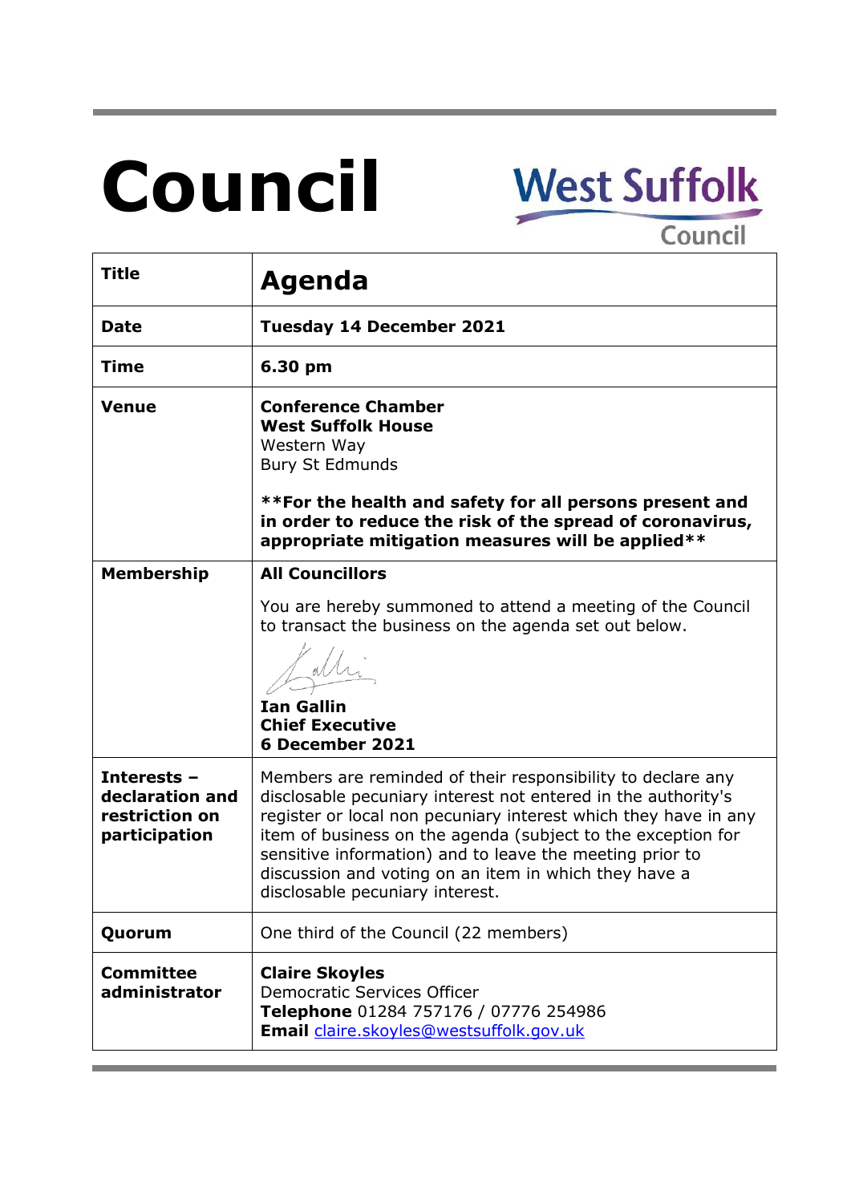# Council

West Suffolk Council

| **Title** | **Agenda** |
|---|---|
| **Date** | **Tuesday 14 December 2021** |
| **Time** | **6.30 pm** |
| **Venue** | **Conference Chamber**<br>**West Suffolk House**<br>Western Way<br>Bury St Edmunds<br><br>****For the health and safety for all persons present and in order to reduce the risk of the spread of coronavirus, appropriate mitigation measures will be applied**** |
| **Membership** | **All Councillors**<br><br>You are hereby summoned to attend a meeting of the Council to transact the business on the agenda set out below.<br><br>**Ian Gallin**<br>**Chief Executive**<br>**6 December 2021** |
| **Interests – declaration and restriction on participation** | Members are reminded of their responsibility to declare any disclosable pecuniary interest not entered in the authority's register or local non pecuniary interest which they have in any item of business on the agenda (subject to the exception for sensitive information) and to leave the meeting prior to discussion and voting on an item in which they have a disclosable pecuniary interest. |
| **Quorum** | One third of the Council (22 members) |
| **Committee administrator** | **Claire Skoyles**<br>Democratic Services Officer<br>**Telephone** 01284 757176 / 07776 254986<br>**Email** claire.skoyles@westsuffolk.gov.uk |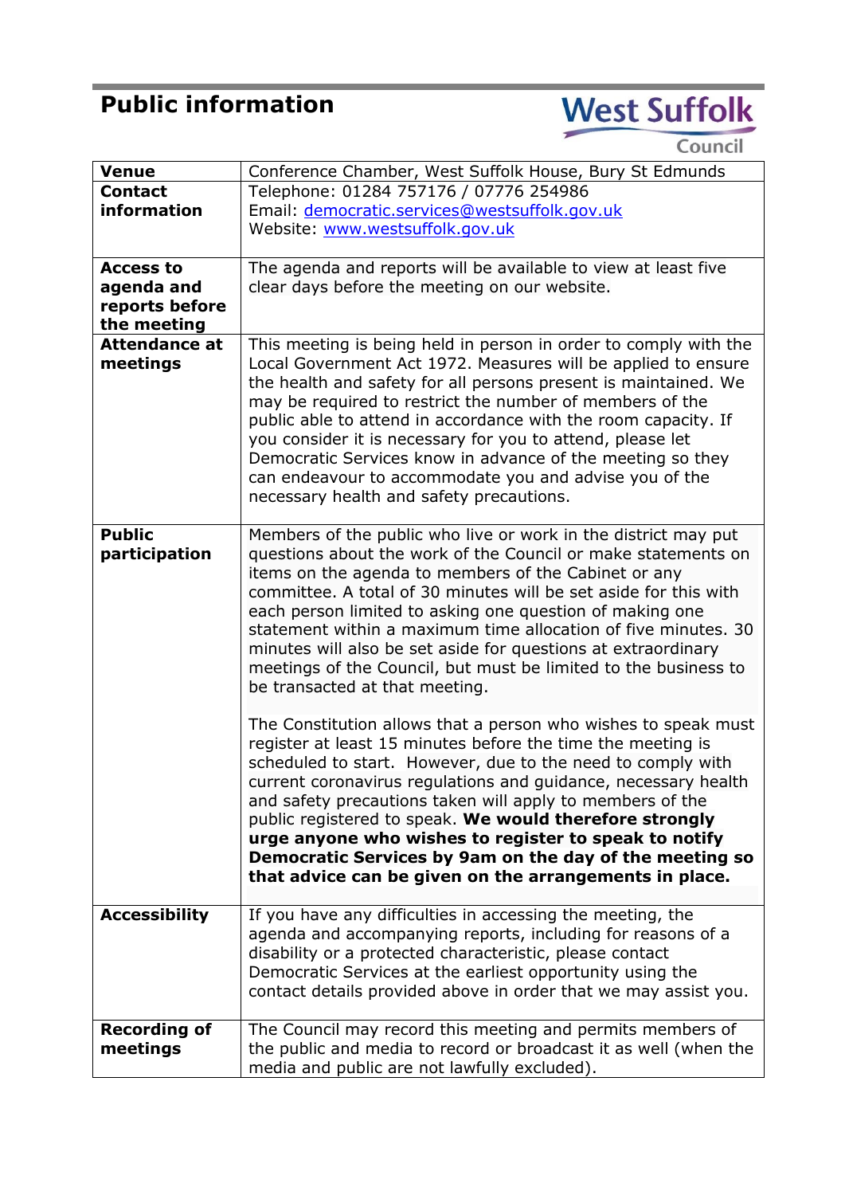# Public information

West Suffolk Council

| Venue | Conference Chamber, West Suffolk House, Bury St Edmunds |
|---|---|
| Contact information | Telephone: 01284 757176 / 07776 254986<br>Email: democratic.services@westsuffolk.gov.uk<br>Website: www.westsuffolk.gov.uk |
| Access to agenda and reports before the meeting | The agenda and reports will be available to view at least five clear days before the meeting on our website. |
| Attendance at meetings | This meeting is being held in person in order to comply with the Local Government Act 1972. Measures will be applied to ensure the health and safety for all persons present is maintained. We may be required to restrict the number of members of the public able to attend in accordance with the room capacity. If you consider it is necessary for you to attend, please let Democratic Services know in advance of the meeting so they can endeavour to accommodate you and advise you of the necessary health and safety precautions. |
| Public participation | Members of the public who live or work in the district may put questions about the work of the Council or make statements on items on the agenda to members of the Cabinet or any committee. A total of 30 minutes will be set aside for this with each person limited to asking one question of making one statement within a maximum time allocation of five minutes. 30 minutes will also be set aside for questions at extraordinary meetings of the Council, but must be limited to the business to be transacted at that meeting.<br><br>The Constitution allows that a person who wishes to speak must register at least 15 minutes before the time the meeting is scheduled to start. However, due to the need to comply with current coronavirus regulations and guidance, necessary health and safety precautions taken will apply to members of the public registered to speak. **We would therefore strongly urge anyone who wishes to register to speak to notify Democratic Services by 9am on the day of the meeting so that advice can be given on the arrangements in place.** |
| Accessibility | If you have any difficulties in accessing the meeting, the agenda and accompanying reports, including for reasons of a disability or a protected characteristic, please contact Democratic Services at the earliest opportunity using the contact details provided above in order that we may assist you. |
| Recording of meetings | The Council may record this meeting and permits members of the public and media to record or broadcast it as well (when the media and public are not lawfully excluded). |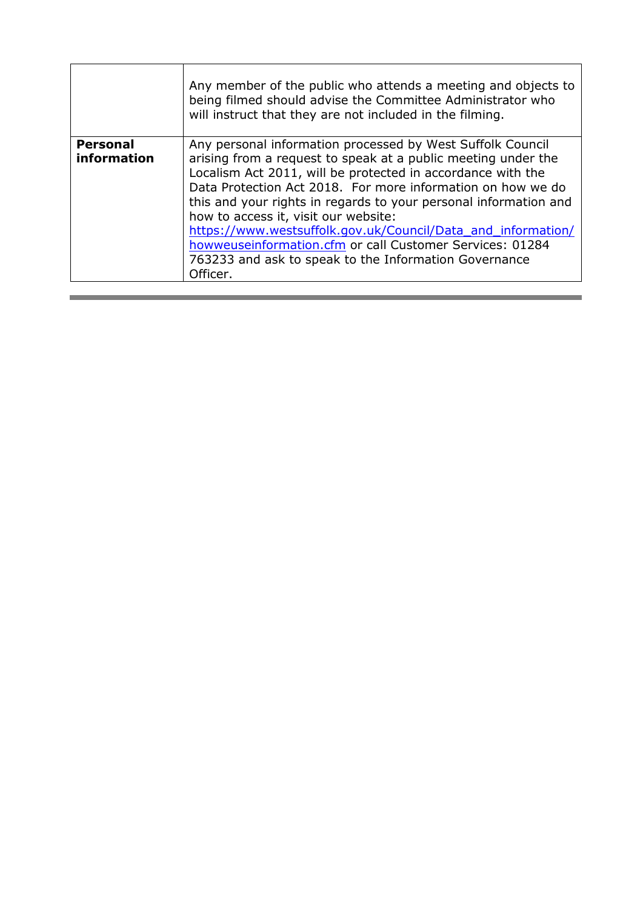| | |
|---|---|
| | Any member of the public who attends a meeting and objects to being filmed should advise the Committee Administrator who will instruct that they are not included in the filming. |
| **Personal information** | Any personal information processed by West Suffolk Council arising from a request to speak at a public meeting under the Localism Act 2011, will be protected in accordance with the Data Protection Act 2018. For more information on how we do this and your rights in regards to your personal information and how to access it, visit our website: https://www.westsuffolk.gov.uk/Council/Data_and_information/howweuseinformation.cfm or call Customer Services: 01284 763233 and ask to speak to the Information Governance Officer. |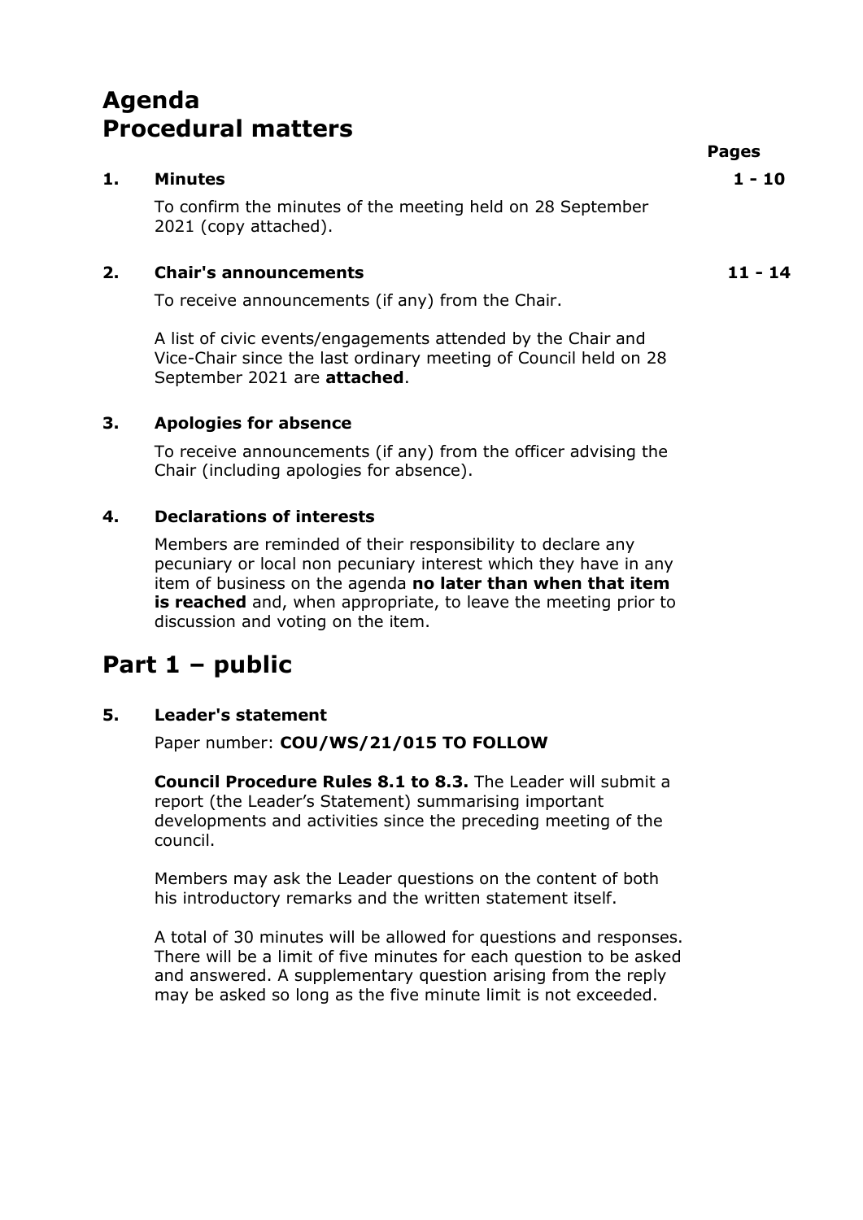# Agenda
# Procedural matters

**Pages**

**1. Minutes** **1 - 10**

To confirm the minutes of the meeting held on 28 September 2021 (copy attached).

**2. Chair's announcements** **11 - 14**

To receive announcements (if any) from the Chair.

A list of civic events/engagements attended by the Chair and Vice-Chair since the last ordinary meeting of Council held on 28 September 2021 are **attached**.

**3. Apologies for absence**

To receive announcements (if any) from the officer advising the Chair (including apologies for absence).

**4. Declarations of interests**

Members are reminded of their responsibility to declare any pecuniary or local non pecuniary interest which they have in any item of business on the agenda **no later than when that item is reached** and, when appropriate, to leave the meeting prior to discussion and voting on the item.

# Part 1 – public

**5. Leader's statement**

Paper number: **COU/WS/21/015 TO FOLLOW**

**Council Procedure Rules 8.1 to 8.3.** The Leader will submit a report (the Leader's Statement) summarising important developments and activities since the preceding meeting of the council.

Members may ask the Leader questions on the content of both his introductory remarks and the written statement itself.

A total of 30 minutes will be allowed for questions and responses. There will be a limit of five minutes for each question to be asked and answered. A supplementary question arising from the reply may be asked so long as the five minute limit is not exceeded.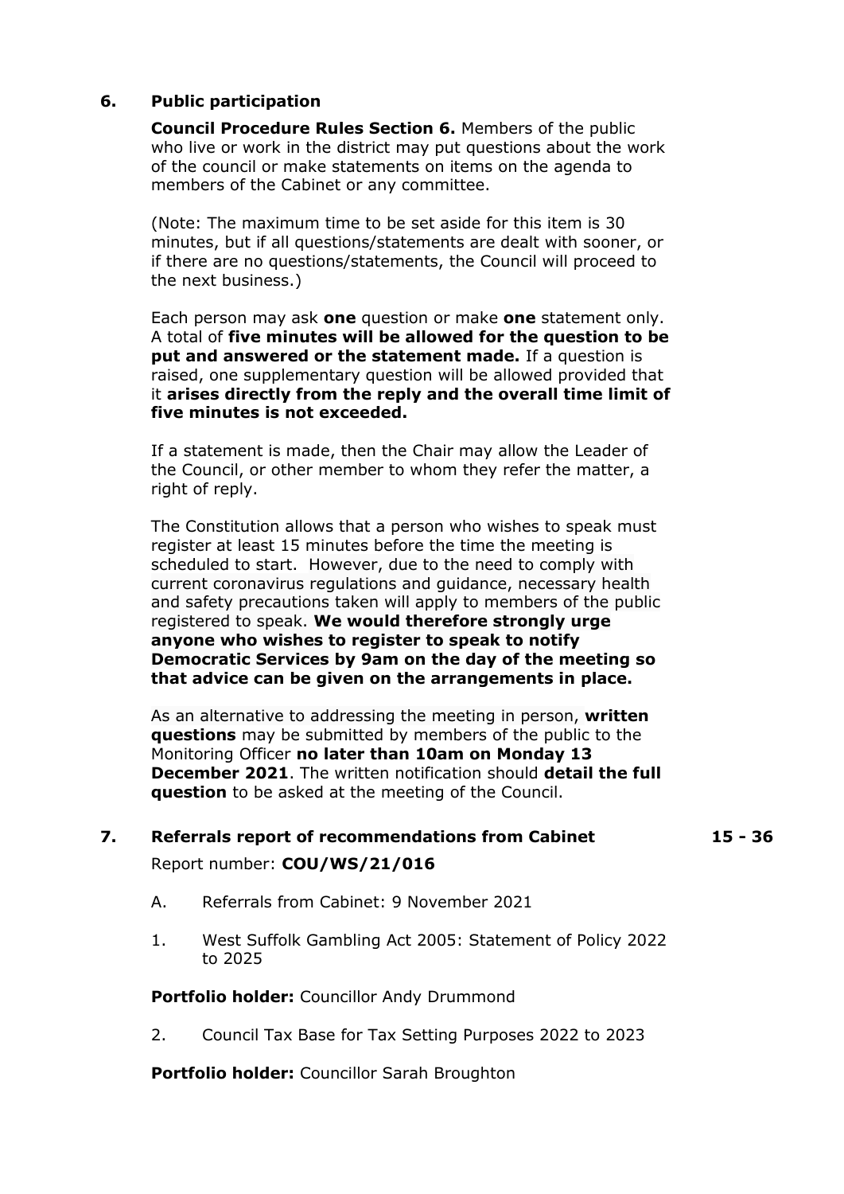## 6. Public participation

**Council Procedure Rules Section 6.** Members of the public who live or work in the district may put questions about the work of the council or make statements on items on the agenda to members of the Cabinet or any committee.

(Note: The maximum time to be set aside for this item is 30 minutes, but if all questions/statements are dealt with sooner, or if there are no questions/statements, the Council will proceed to the next business.)

Each person may ask **one** question or make **one** statement only. A total of **five minutes will be allowed for the question to be put and answered or the statement made.** If a question is raised, one supplementary question will be allowed provided that it **arises directly from the reply and the overall time limit of five minutes is not exceeded.**

If a statement is made, then the Chair may allow the Leader of the Council, or other member to whom they refer the matter, a right of reply.

The Constitution allows that a person who wishes to speak must register at least 15 minutes before the time the meeting is scheduled to start. However, due to the need to comply with current coronavirus regulations and guidance, necessary health and safety precautions taken will apply to members of the public registered to speak. **We would therefore strongly urge anyone who wishes to register to speak to notify Democratic Services by 9am on the day of the meeting so that advice can be given on the arrangements in place.**

As an alternative to addressing the meeting in person, **written questions** may be submitted by members of the public to the Monitoring Officer **no later than 10am on Monday 13 December 2021**. The written notification should **detail the full question** to be asked at the meeting of the Council.

## 7. Referrals report of recommendations from Cabinet — 15 - 36

Report number: **COU/WS/21/016**

A. Referrals from Cabinet: 9 November 2021

1. West Suffolk Gambling Act 2005: Statement of Policy 2022 to 2025

**Portfolio holder:** Councillor Andy Drummond

2. Council Tax Base for Tax Setting Purposes 2022 to 2023

**Portfolio holder:** Councillor Sarah Broughton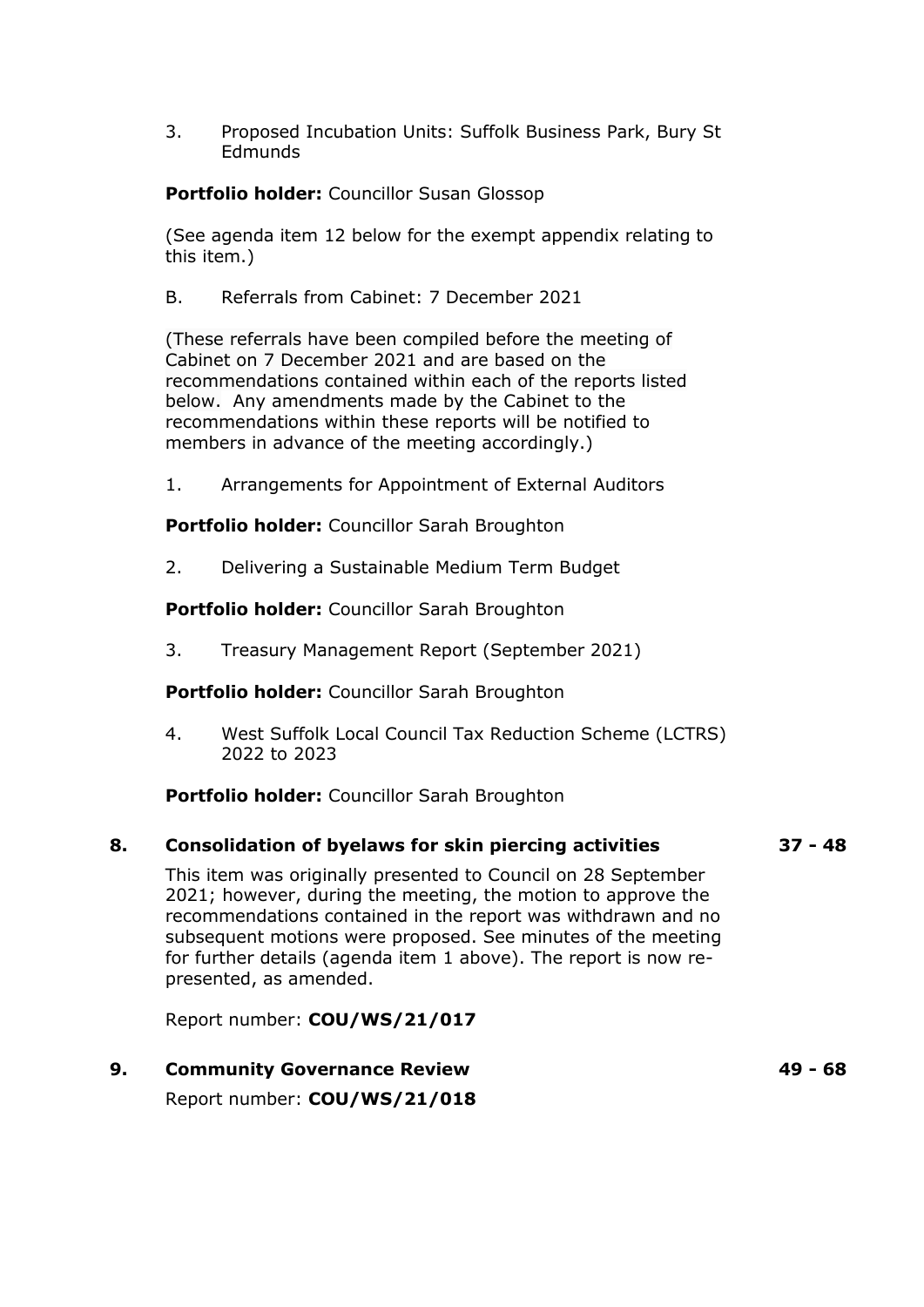3. Proposed Incubation Units: Suffolk Business Park, Bury St Edmunds

**Portfolio holder:** Councillor Susan Glossop

(See agenda item 12 below for the exempt appendix relating to this item.)

B. Referrals from Cabinet: 7 December 2021

(These referrals have been compiled before the meeting of Cabinet on 7 December 2021 and are based on the recommendations contained within each of the reports listed below. Any amendments made by the Cabinet to the recommendations within these reports will be notified to members in advance of the meeting accordingly.)

1. Arrangements for Appointment of External Auditors

**Portfolio holder:** Councillor Sarah Broughton

2. Delivering a Sustainable Medium Term Budget

**Portfolio holder:** Councillor Sarah Broughton

3. Treasury Management Report (September 2021)

**Portfolio holder:** Councillor Sarah Broughton

4. West Suffolk Local Council Tax Reduction Scheme (LCTRS) 2022 to 2023

**Portfolio holder:** Councillor Sarah Broughton

**8. Consolidation of byelaws for skin piercing activities** **37 - 48**

This item was originally presented to Council on 28 September 2021; however, during the meeting, the motion to approve the recommendations contained in the report was withdrawn and no subsequent motions were proposed. See minutes of the meeting for further details (agenda item 1 above). The report is now re-presented, as amended.

Report number: **COU/WS/21/017**

**9. Community Governance Review** **49 - 68**

Report number: **COU/WS/21/018**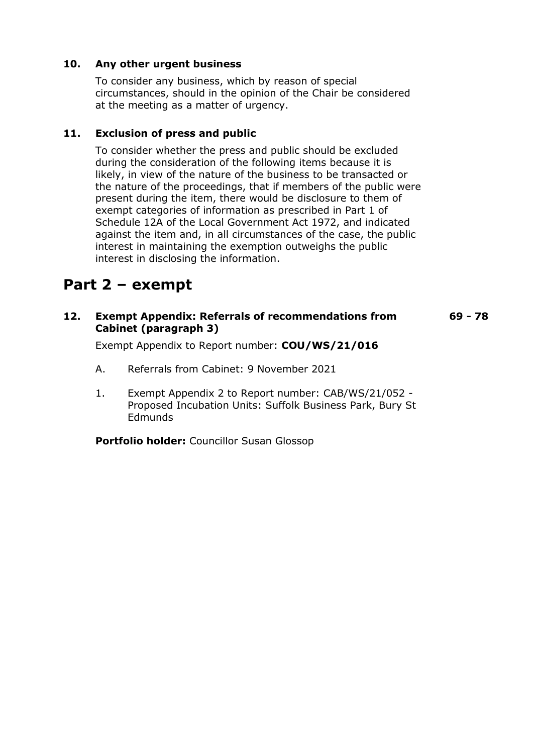**10. Any other urgent business**

To consider any business, which by reason of special circumstances, should in the opinion of the Chair be considered at the meeting as a matter of urgency.

**11. Exclusion of press and public**

To consider whether the press and public should be excluded during the consideration of the following items because it is likely, in view of the nature of the business to be transacted or the nature of the proceedings, that if members of the public were present during the item, there would be disclosure to them of exempt categories of information as prescribed in Part 1 of Schedule 12A of the Local Government Act 1972, and indicated against the item and, in all circumstances of the case, the public interest in maintaining the exemption outweighs the public interest in disclosing the information.

# Part 2 – exempt

**12. Exempt Appendix: Referrals of recommendations from Cabinet (paragraph 3)** **69 - 78**

Exempt Appendix to Report number: **COU/WS/21/016**

A. Referrals from Cabinet: 9 November 2021

1. Exempt Appendix 2 to Report number: CAB/WS/21/052 - Proposed Incubation Units: Suffolk Business Park, Bury St Edmunds

**Portfolio holder:** Councillor Susan Glossop